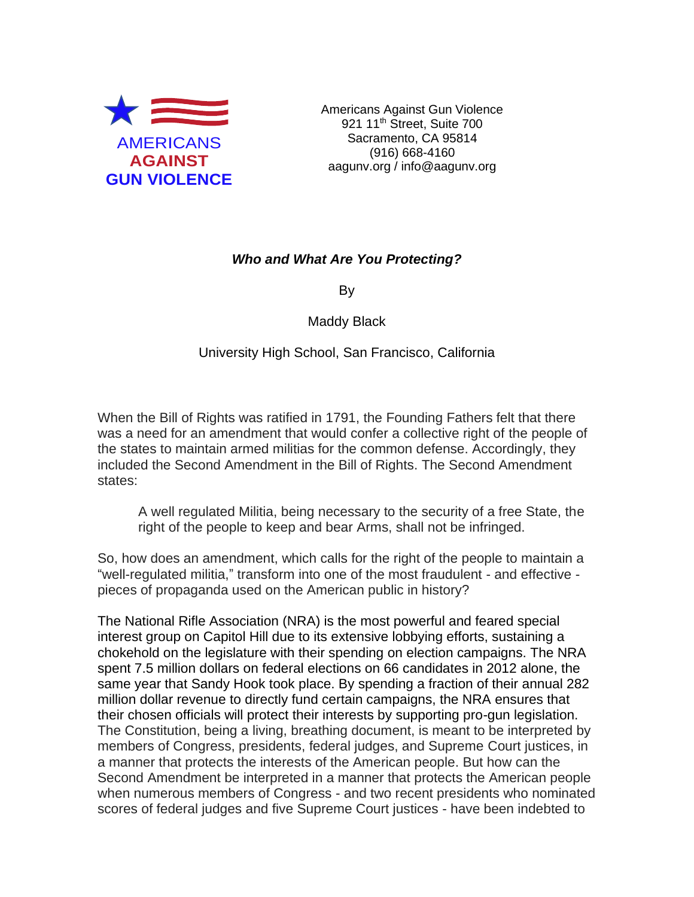AMERICANS
AGAINST
GUN VIOLENCE

Americans Against Gun Violence
921 11th Street, Suite 700
Sacramento, CA 95814
(916) 668-4160
aagunv.org / info@aagunv.org

### *Who and What Are You Protecting?*

By

Maddy Black

University High School, San Francisco, California

When the Bill of Rights was ratified in 1791, the Founding Fathers felt that there was a need for an amendment that would confer a collective right of the people of the states to maintain armed militias for the common defense. Accordingly, they included the Second Amendment in the Bill of Rights. The Second Amendment states:

> A well regulated Militia, being necessary to the security of a free State, the right of the people to keep and bear Arms, shall not be infringed.

So, how does an amendment, which calls for the right of the people to maintain a "well-regulated militia," transform into one of the most fraudulent - and effective - pieces of propaganda used on the American public in history?

The National Rifle Association (NRA) is the most powerful and feared special interest group on Capitol Hill due to its extensive lobbying efforts, sustaining a chokehold on the legislature with their spending on election campaigns. The NRA spent 7.5 million dollars on federal elections on 66 candidates in 2012 alone, the same year that Sandy Hook took place. By spending a fraction of their annual 282 million dollar revenue to directly fund certain campaigns, the NRA ensures that their chosen officials will protect their interests by supporting pro-gun legislation. The Constitution, being a living, breathing document, is meant to be interpreted by members of Congress, presidents, federal judges, and Supreme Court justices, in a manner that protects the interests of the American people. But how can the Second Amendment be interpreted in a manner that protects the American people when numerous members of Congress - and two recent presidents who nominated scores of federal judges and five Supreme Court justices - have been indebted to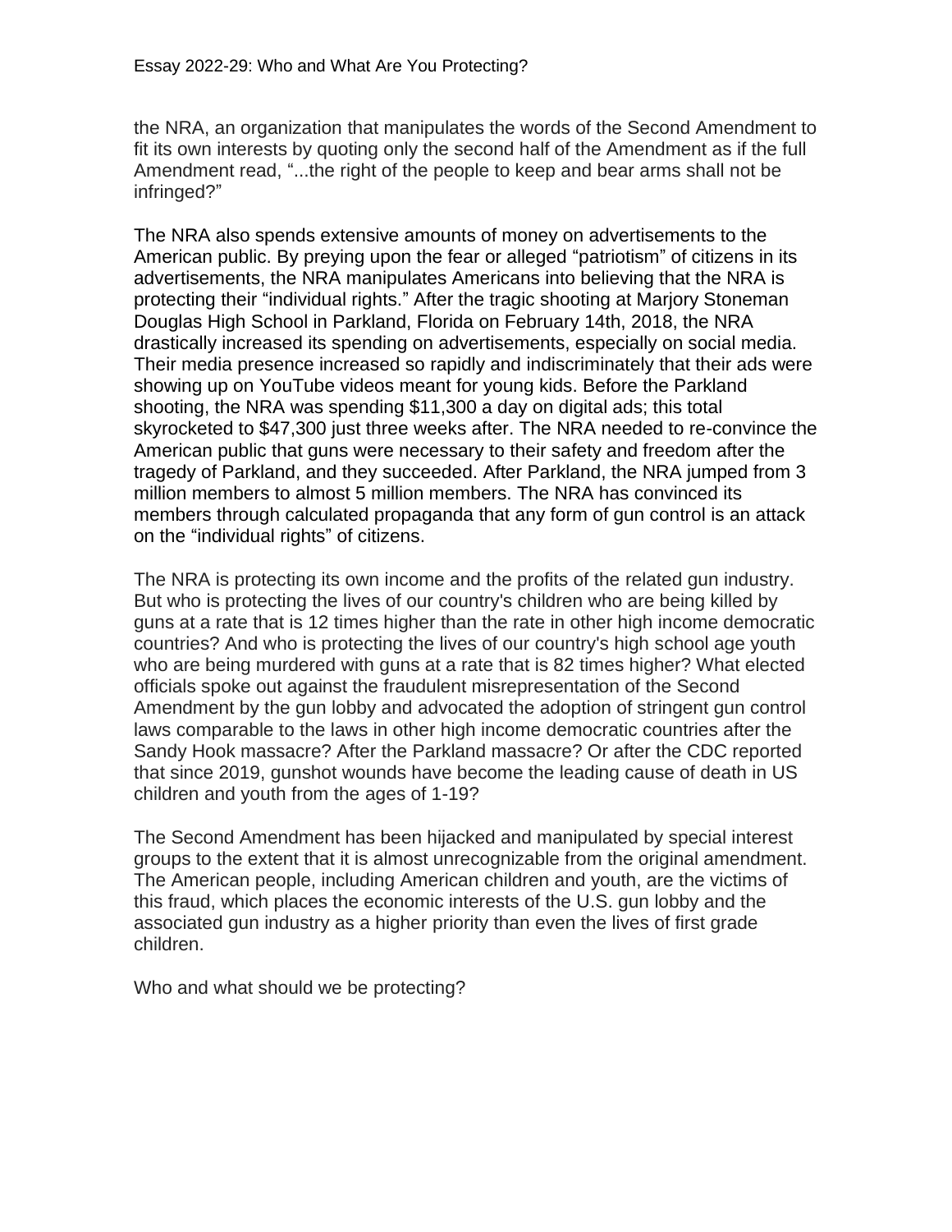the NRA, an organization that manipulates the words of the Second Amendment to fit its own interests by quoting only the second half of the Amendment as if the full Amendment read, "...the right of the people to keep and bear arms shall not be infringed?"

The NRA also spends extensive amounts of money on advertisements to the American public. By preying upon the fear or alleged "patriotism" of citizens in its advertisements, the NRA manipulates Americans into believing that the NRA is protecting their "individual rights." After the tragic shooting at Marjory Stoneman Douglas High School in Parkland, Florida on February 14th, 2018, the NRA drastically increased its spending on advertisements, especially on social media. Their media presence increased so rapidly and indiscriminately that their ads were showing up on YouTube videos meant for young kids. Before the Parkland shooting, the NRA was spending $11,300 a day on digital ads; this total skyrocketed to $47,300 just three weeks after. The NRA needed to re-convince the American public that guns were necessary to their safety and freedom after the tragedy of Parkland, and they succeeded. After Parkland, the NRA jumped from 3 million members to almost 5 million members. The NRA has convinced its members through calculated propaganda that any form of gun control is an attack on the "individual rights" of citizens.

The NRA is protecting its own income and the profits of the related gun industry. But who is protecting the lives of our country's children who are being killed by guns at a rate that is 12 times higher than the rate in other high income democratic countries? And who is protecting the lives of our country's high school age youth who are being murdered with guns at a rate that is 82 times higher? What elected officials spoke out against the fraudulent misrepresentation of the Second Amendment by the gun lobby and advocated the adoption of stringent gun control laws comparable to the laws in other high income democratic countries after the Sandy Hook massacre? After the Parkland massacre? Or after the CDC reported that since 2019, gunshot wounds have become the leading cause of death in US children and youth from the ages of 1-19?

The Second Amendment has been hijacked and manipulated by special interest groups to the extent that it is almost unrecognizable from the original amendment. The American people, including American children and youth, are the victims of this fraud, which places the economic interests of the U.S. gun lobby and the associated gun industry as a higher priority than even the lives of first grade children.

Who and what should we be protecting?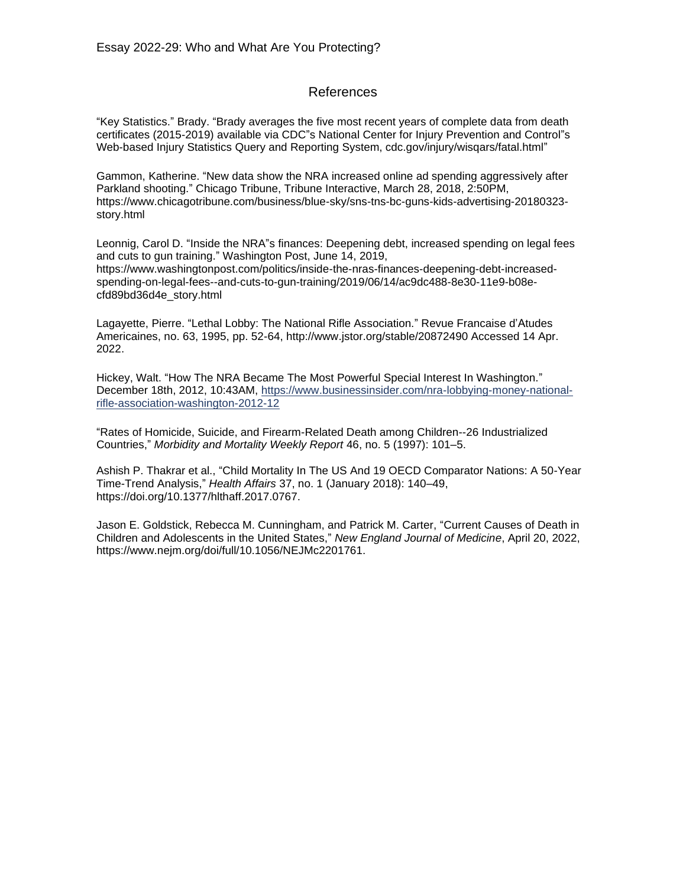## References

"Key Statistics." Brady. "Brady averages the five most recent years of complete data from death certificates (2015-2019) available via CDC"s National Center for Injury Prevention and Control"s Web-based Injury Statistics Query and Reporting System, cdc.gov/injury/wisqars/fatal.html"

Gammon, Katherine. "New data show the NRA increased online ad spending aggressively after Parkland shooting." Chicago Tribune, Tribune Interactive, March 28, 2018, 2:50PM, https://www.chicagotribune.com/business/blue-sky/sns-tns-bc-guns-kids-advertising-20180323-story.html

Leonnig, Carol D. "Inside the NRA"s finances: Deepening debt, increased spending on legal fees and cuts to gun training." Washington Post, June 14, 2019, https://www.washingtonpost.com/politics/inside-the-nras-finances-deepening-debt-increased-spending-on-legal-fees--and-cuts-to-gun-training/2019/06/14/ac9dc488-8e30-11e9-b08e-cfd89bd36d4e_story.html

Lagayette, Pierre. "Lethal Lobby: The National Rifle Association." Revue Francaise d'Atudes Americaines, no. 63, 1995, pp. 52-64, http://www.jstor.org/stable/20872490 Accessed 14 Apr. 2022.

Hickey, Walt. "How The NRA Became The Most Powerful Special Interest In Washington." December 18th, 2012, 10:43AM, https://www.businessinsider.com/nra-lobbying-money-national-rifle-association-washington-2012-12

"Rates of Homicide, Suicide, and Firearm-Related Death among Children--26 Industrialized Countries," *Morbidity and Mortality Weekly Report* 46, no. 5 (1997): 101–5.

Ashish P. Thakrar et al., "Child Mortality In The US And 19 OECD Comparator Nations: A 50-Year Time-Trend Analysis," *Health Affairs* 37, no. 1 (January 2018): 140–49, https://doi.org/10.1377/hlthaff.2017.0767.

Jason E. Goldstick, Rebecca M. Cunningham, and Patrick M. Carter, "Current Causes of Death in Children and Adolescents in the United States," *New England Journal of Medicine*, April 20, 2022, https://www.nejm.org/doi/full/10.1056/NEJMc2201761.